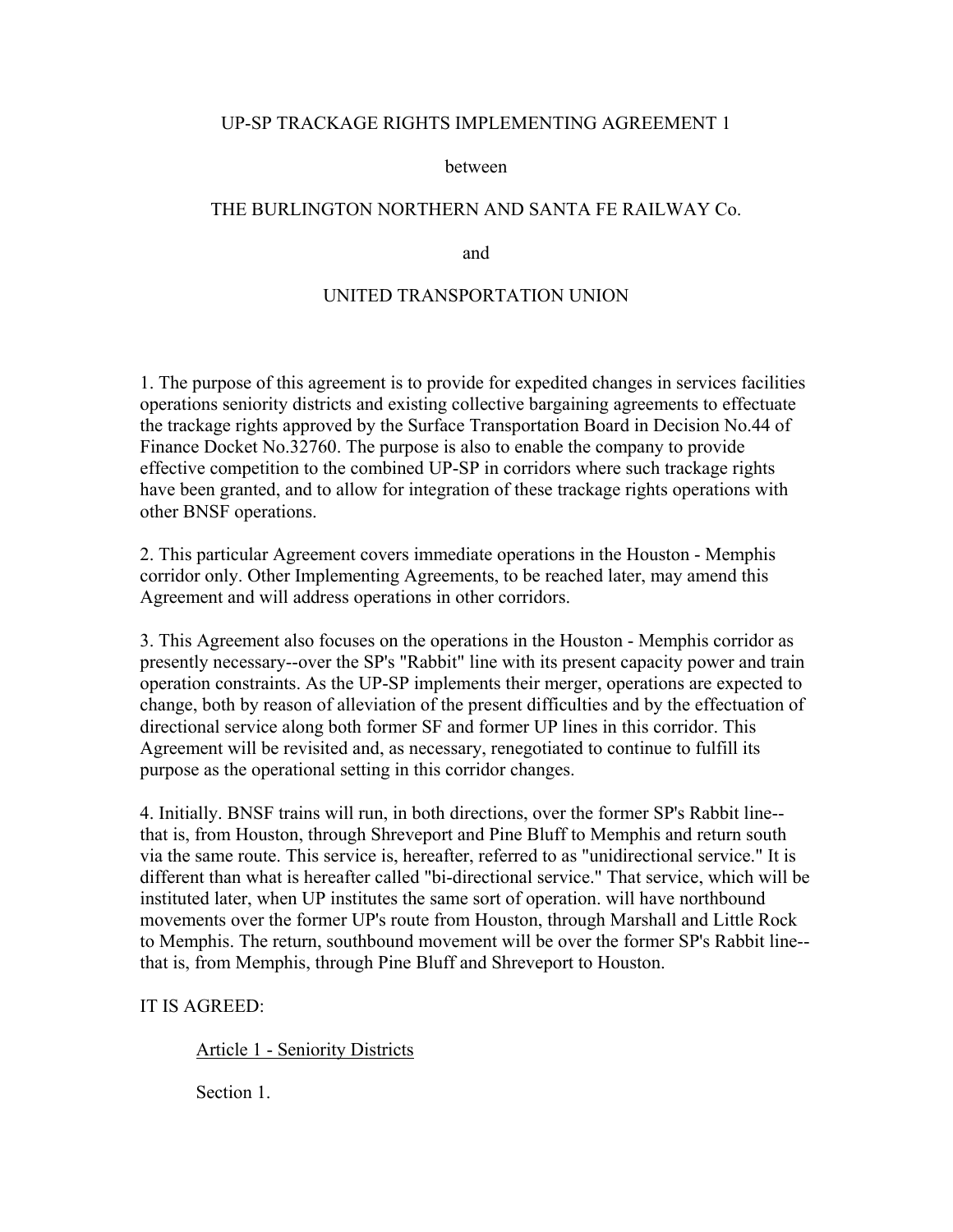UP-SP TRACKAGE RIGHTS IMPLEMENTING AGREEMENT 1

between

THE BURLINGTON NORTHERN AND SANTA FE RAILWAY Co.

and

UNITED TRANSPORTATION UNION

1. The purpose of this agreement is to provide for expedited changes in services facilities operations seniority districts and existing collective bargaining agreements to effectuate the trackage rights approved by the Surface Transportation Board in Decision No.44 of Finance Docket No.32760. The purpose is also to enable the company to provide effective competition to the combined UP-SP in corridors where such trackage rights have been granted, and to allow for integration of these trackage rights operations with other BNSF operations.

2. This particular Agreement covers immediate operations in the Houston - Memphis corridor only. Other Implementing Agreements, to be reached later, may amend this Agreement and will address operations in other corridors.

3. This Agreement also focuses on the operations in the Houston - Memphis corridor as presently necessary--over the SP's "Rabbit" line with its present capacity power and train operation constraints. As the UP-SP implements their merger, operations are expected to change, both by reason of alleviation of the present difficulties and by the effectuation of directional service along both former SF and former UP lines in this corridor. This Agreement will be revisited and, as necessary, renegotiated to continue to fulfill its purpose as the operational setting in this corridor changes.

4. Initially. BNSF trains will run, in both directions, over the former SP's Rabbit line--that is, from Houston, through Shreveport and Pine Bluff to Memphis and return south via the same route. This service is, hereafter, referred to as "unidirectional service." It is different than what is hereafter called "bi-directional service." That service, which will be instituted later, when UP institutes the same sort of operation. will have northbound movements over the former UP's route from Houston, through Marshall and Little Rock to Memphis. The return, southbound movement will be over the former SP's Rabbit line--that is, from Memphis, through Pine Bluff and Shreveport to Houston.

IT IS AGREED:

Article 1 - Seniority Districts

Section 1.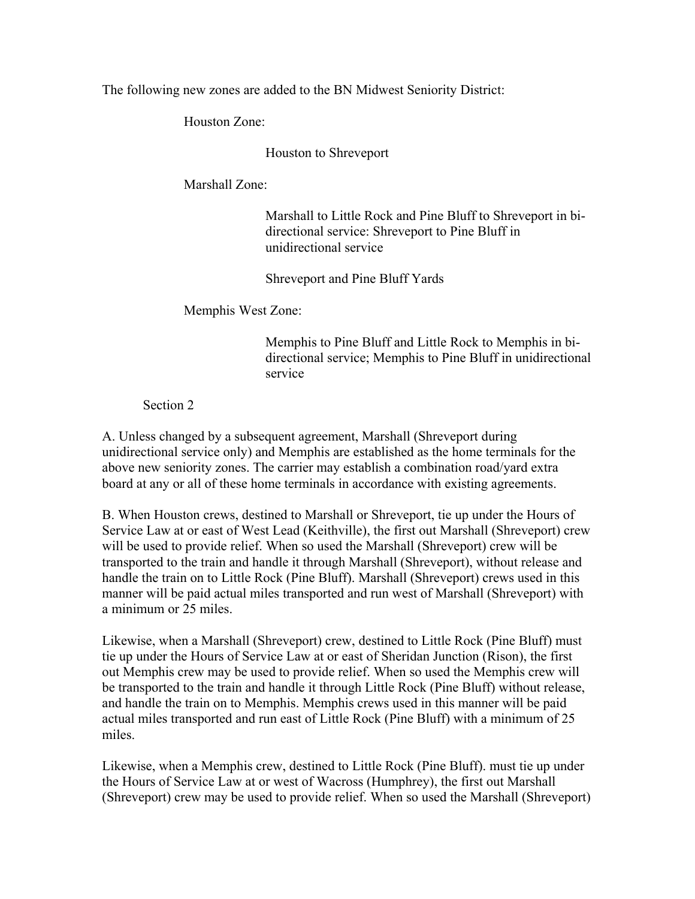The following new zones are added to the BN Midwest Seniority District:

Houston Zone:

Houston to Shreveport

Marshall Zone:

Marshall to Little Rock and Pine Bluff to Shreveport in bi-directional service: Shreveport to Pine Bluff in unidirectional service

Shreveport and Pine Bluff Yards

Memphis West Zone:

Memphis to Pine Bluff and Little Rock to Memphis in bi-directional service; Memphis to Pine Bluff in unidirectional service

Section 2

A. Unless changed by a subsequent agreement, Marshall (Shreveport during unidirectional service only) and Memphis are established as the home terminals for the above new seniority zones. The carrier may establish a combination road/yard extra board at any or all of these home terminals in accordance with existing agreements.

B. When Houston crews, destined to Marshall or Shreveport, tie up under the Hours of Service Law at or east of West Lead (Keithville), the first out Marshall (Shreveport) crew will be used to provide relief. When so used the Marshall (Shreveport) crew will be transported to the train and handle it through Marshall (Shreveport), without release and handle the train on to Little Rock (Pine Bluff). Marshall (Shreveport) crews used in this manner will be paid actual miles transported and run west of Marshall (Shreveport) with a minimum or 25 miles.

Likewise, when a Marshall (Shreveport) crew, destined to Little Rock (Pine Bluff) must tie up under the Hours of Service Law at or east of Sheridan Junction (Rison), the first out Memphis crew may be used to provide relief. When so used the Memphis crew will be transported to the train and handle it through Little Rock (Pine Bluff) without release, and handle the train on to Memphis. Memphis crews used in this manner will be paid actual miles transported and run east of Little Rock (Pine Bluff) with a minimum of 25 miles.

Likewise, when a Memphis crew, destined to Little Rock (Pine Bluff). must tie up under the Hours of Service Law at or west of Wacross (Humphrey), the first out Marshall (Shreveport) crew may be used to provide relief. When so used the Marshall (Shreveport)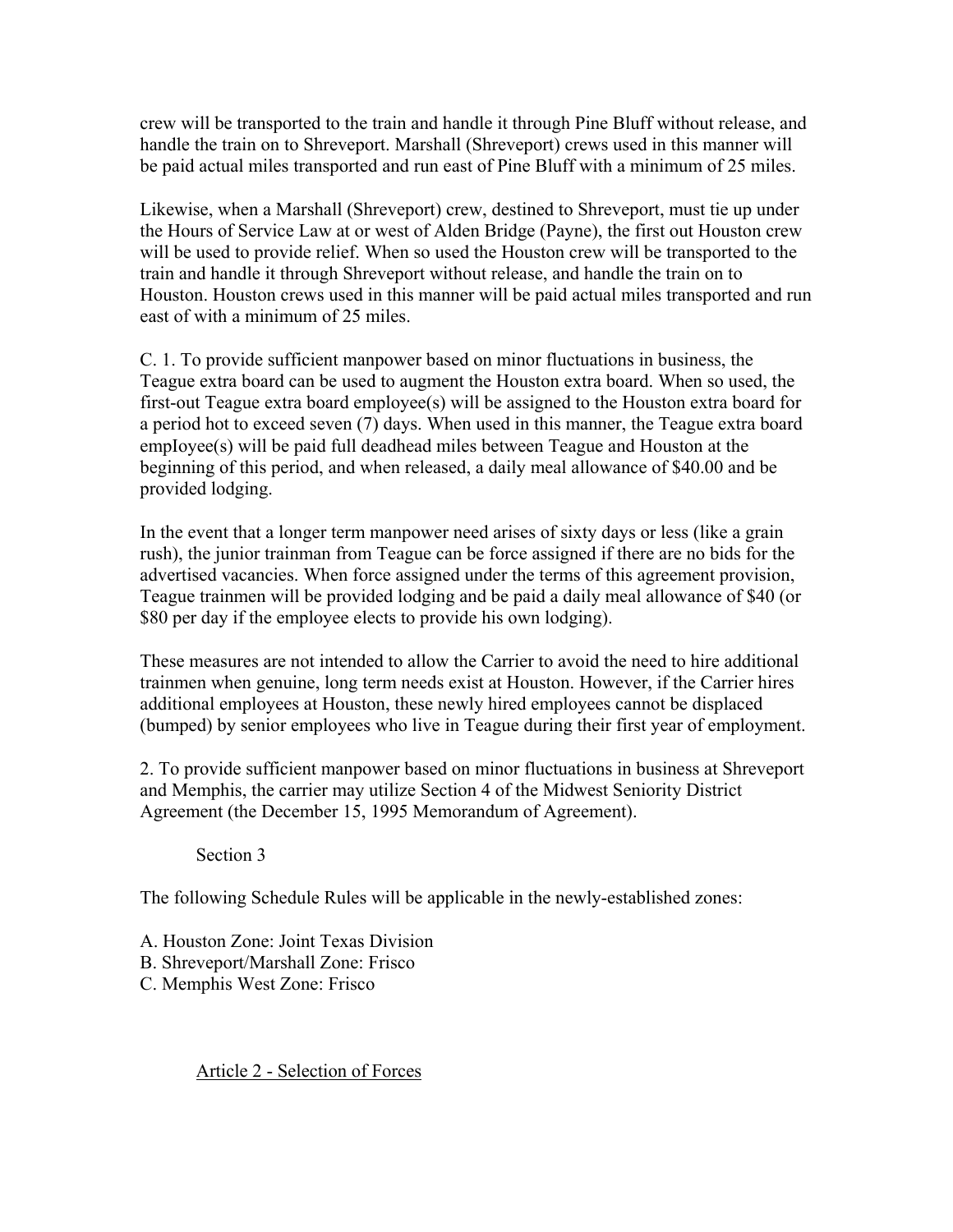crew will be transported to the train and handle it through Pine Bluff without release, and handle the train on to Shreveport. Marshall (Shreveport) crews used in this manner will be paid actual miles transported and run east of Pine Bluff with a minimum of 25 miles.

Likewise, when a Marshall (Shreveport) crew, destined to Shreveport, must tie up under the Hours of Service Law at or west of Alden Bridge (Payne), the first out Houston crew will be used to provide relief. When so used the Houston crew will be transported to the train and handle it through Shreveport without release, and handle the train on to Houston. Houston crews used in this manner will be paid actual miles transported and run east of with a minimum of 25 miles.

C. 1. To provide sufficient manpower based on minor fluctuations in business, the Teague extra board can be used to augment the Houston extra board. When so used, the first-out Teague extra board employee(s) will be assigned to the Houston extra board for a period hot to exceed seven (7) days. When used in this manner, the Teague extra board empIoyee(s) will be paid full deadhead miles between Teague and Houston at the beginning of this period, and when released, a daily meal allowance of $40.00 and be provided lodging.

In the event that a longer term manpower need arises of sixty days or less (like a grain rush), the junior trainman from Teague can be force assigned if there are no bids for the advertised vacancies. When force assigned under the terms of this agreement provision, Teague trainmen will be provided lodging and be paid a daily meal allowance of $40 (or $80 per day if the employee elects to provide his own lodging).

These measures are not intended to allow the Carrier to avoid the need to hire additional trainmen when genuine, long term needs exist at Houston. However, if the Carrier hires additional employees at Houston, these newly hired employees cannot be displaced (bumped) by senior employees who live in Teague during their first year of employment.

2. To provide sufficient manpower based on minor fluctuations in business at Shreveport and Memphis, the carrier may utilize Section 4 of the Midwest Seniority District Agreement (the December 15, 1995 Memorandum of Agreement).

Section 3

The following Schedule Rules will be applicable in the newly-established zones:

A. Houston Zone: Joint Texas Division
B. Shreveport/Marshall Zone: Frisco
C. Memphis West Zone: Frisco

Article 2 - Selection of Forces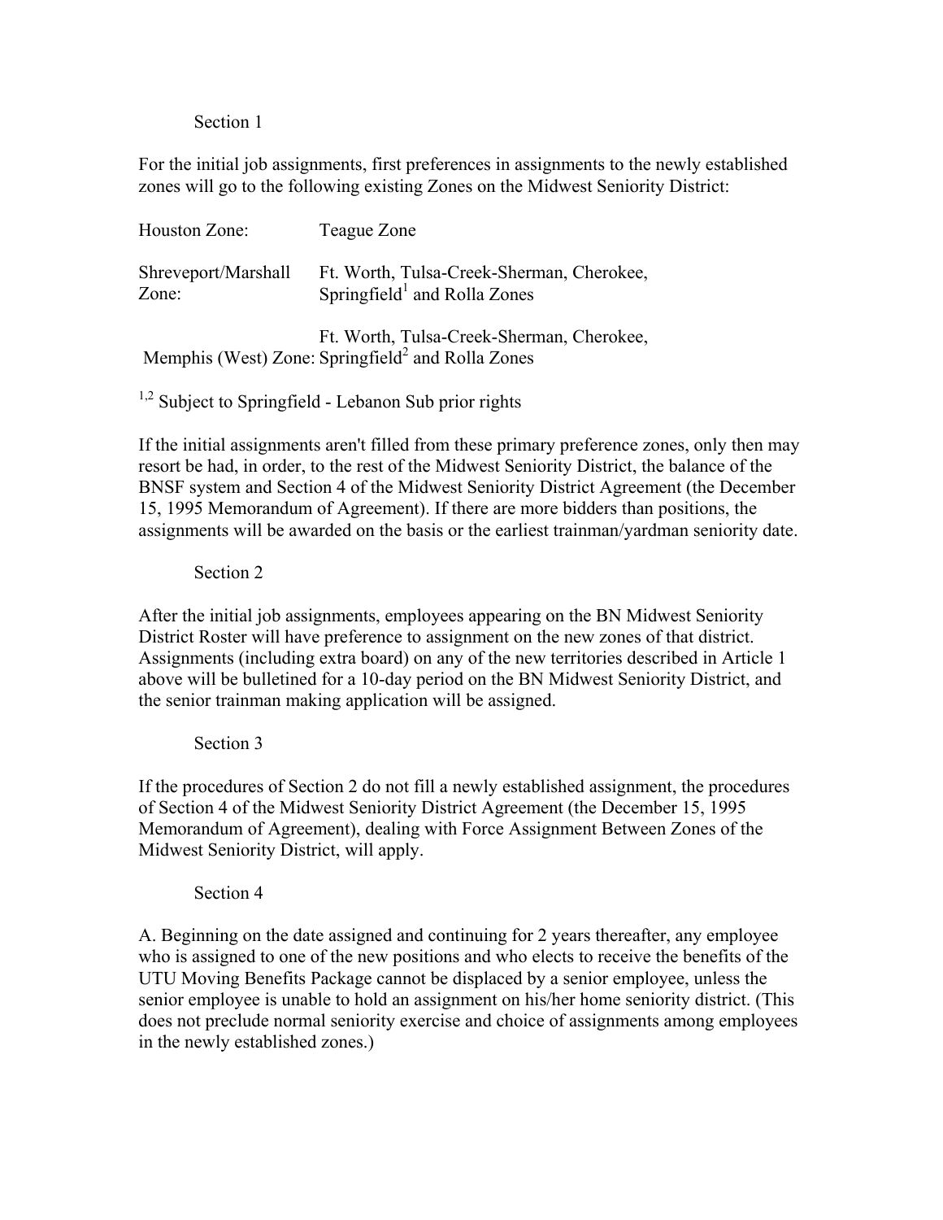### Section 1

For the initial job assignments, first preferences in assignments to the newly established zones will go to the following existing Zones on the Midwest Seniority District:

| | |
|---|---|
| Houston Zone: | Teague Zone |
| Shreveport/Marshall Zone: | Ft. Worth, Tulsa-Creek-Sherman, Cherokee, Springfield[1] and Rolla Zones |
| Memphis (West) Zone: | Ft. Worth, Tulsa-Creek-Sherman, Cherokee, Springfield[2] and Rolla Zones |

[1,2] Subject to Springfield - Lebanon Sub prior rights

If the initial assignments aren't filled from these primary preference zones, only then may resort be had, in order, to the rest of the Midwest Seniority District, the balance of the BNSF system and Section 4 of the Midwest Seniority District Agreement (the December 15, 1995 Memorandum of Agreement). If there are more bidders than positions, the assignments will be awarded on the basis or the earliest trainman/yardman seniority date.

### Section 2

After the initial job assignments, employees appearing on the BN Midwest Seniority District Roster will have preference to assignment on the new zones of that district. Assignments (including extra board) on any of the new territories described in Article 1 above will be bulletined for a 10-day period on the BN Midwest Seniority District, and the senior trainman making application will be assigned.

### Section 3

If the procedures of Section 2 do not fill a newly established assignment, the procedures of Section 4 of the Midwest Seniority District Agreement (the December 15, 1995 Memorandum of Agreement), dealing with Force Assignment Between Zones of the Midwest Seniority District, will apply.

### Section 4

A. Beginning on the date assigned and continuing for 2 years thereafter, any employee who is assigned to one of the new positions and who elects to receive the benefits of the UTU Moving Benefits Package cannot be displaced by a senior employee, unless the senior employee is unable to hold an assignment on his/her home seniority district. (This does not preclude normal seniority exercise and choice of assignments among employees in the newly established zones.)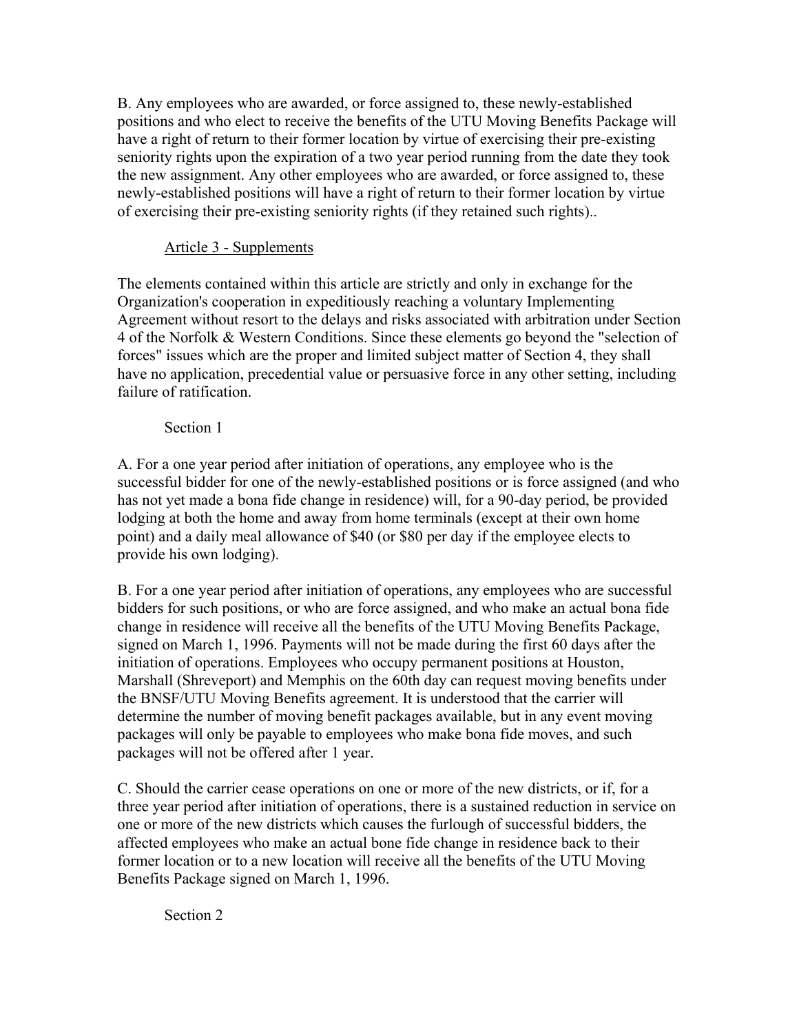B. Any employees who are awarded, or force assigned to, these newly-established positions and who elect to receive the benefits of the UTU Moving Benefits Package will have a right of return to their former location by virtue of exercising their pre-existing seniority rights upon the expiration of a two year period running from the date they took the new assignment. Any other employees who are awarded, or force assigned to, these newly-established positions will have a right of return to their former location by virtue of exercising their pre-existing seniority rights (if they retained such rights)..

## Article 3 - Supplements

The elements contained within this article are strictly and only in exchange for the Organization's cooperation in expeditiously reaching a voluntary Implementing Agreement without resort to the delays and risks associated with arbitration under Section 4 of the Norfolk & Western Conditions. Since these elements go beyond the "selection of forces" issues which are the proper and limited subject matter of Section 4, they shall have no application, precedential value or persuasive force in any other setting, including failure of ratification.

### Section 1

A. For a one year period after initiation of operations, any employee who is the successful bidder for one of the newly-established positions or is force assigned (and who has not yet made a bona fide change in residence) will, for a 90-day period, be provided lodging at both the home and away from home terminals (except at their own home point) and a daily meal allowance of $40 (or $80 per day if the employee elects to provide his own lodging).

B. For a one year period after initiation of operations, any employees who are successful bidders for such positions, or who are force assigned, and who make an actual bona fide change in residence will receive all the benefits of the UTU Moving Benefits Package, signed on March 1, 1996. Payments will not be made during the first 60 days after the initiation of operations. Employees who occupy permanent positions at Houston, Marshall (Shreveport) and Memphis on the 60th day can request moving benefits under the BNSF/UTU Moving Benefits agreement. It is understood that the carrier will determine the number of moving benefit packages available, but in any event moving packages will only be payable to employees who make bona fide moves, and such packages will not be offered after 1 year.

C. Should the carrier cease operations on one or more of the new districts, or if, for a three year period after initiation of operations, there is a sustained reduction in service on one or more of the new districts which causes the furlough of successful bidders, the affected employees who make an actual bone fide change in residence back to their former location or to a new location will receive all the benefits of the UTU Moving Benefits Package signed on March 1, 1996.

### Section 2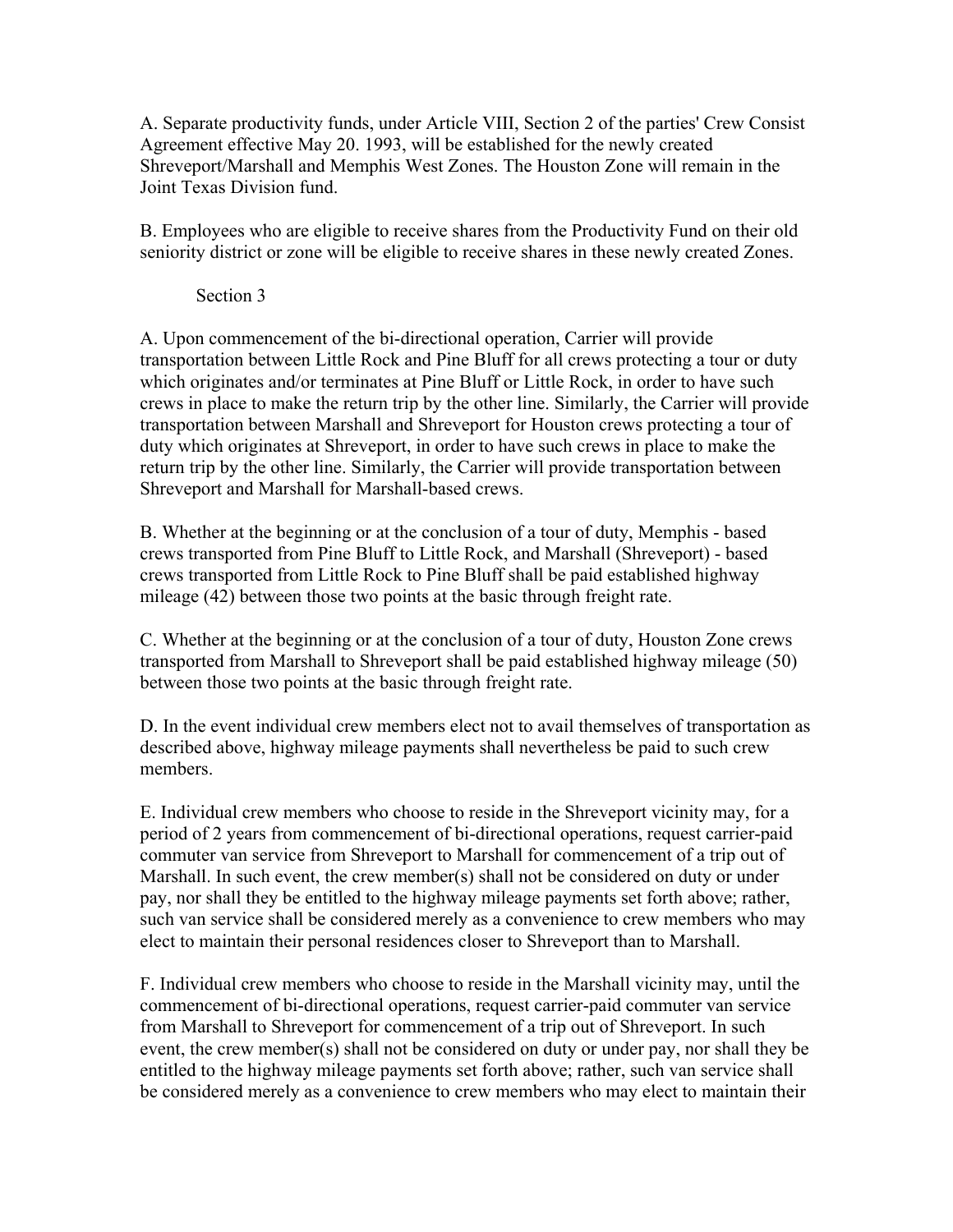A. Separate productivity funds, under Article VIII, Section 2 of the parties' Crew Consist Agreement effective May 20. 1993, will be established for the newly created Shreveport/Marshall and Memphis West Zones. The Houston Zone will remain in the Joint Texas Division fund.

B. Employees who are eligible to receive shares from the Productivity Fund on their old seniority district or zone will be eligible to receive shares in these newly created Zones.

Section 3

A. Upon commencement of the bi-directional operation, Carrier will provide transportation between Little Rock and Pine Bluff for all crews protecting a tour or duty which originates and/or terminates at Pine Bluff or Little Rock, in order to have such crews in place to make the return trip by the other line. Similarly, the Carrier will provide transportation between Marshall and Shreveport for Houston crews protecting a tour of duty which originates at Shreveport, in order to have such crews in place to make the return trip by the other line. Similarly, the Carrier will provide transportation between Shreveport and Marshall for Marshall-based crews.

B. Whether at the beginning or at the conclusion of a tour of duty, Memphis - based crews transported from Pine Bluff to Little Rock, and Marshall (Shreveport) - based crews transported from Little Rock to Pine Bluff shall be paid established highway mileage (42) between those two points at the basic through freight rate.

C. Whether at the beginning or at the conclusion of a tour of duty, Houston Zone crews transported from Marshall to Shreveport shall be paid established highway mileage (50) between those two points at the basic through freight rate.

D. In the event individual crew members elect not to avail themselves of transportation as described above, highway mileage payments shall nevertheless be paid to such crew members.

E. Individual crew members who choose to reside in the Shreveport vicinity may, for a period of 2 years from commencement of bi-directional operations, request carrier-paid commuter van service from Shreveport to Marshall for commencement of a trip out of Marshall. In such event, the crew member(s) shall not be considered on duty or under pay, nor shall they be entitled to the highway mileage payments set forth above; rather, such van service shall be considered merely as a convenience to crew members who may elect to maintain their personal residences closer to Shreveport than to Marshall.

F. Individual crew members who choose to reside in the Marshall vicinity may, until the commencement of bi-directional operations, request carrier-paid commuter van service from Marshall to Shreveport for commencement of a trip out of Shreveport. In such event, the crew member(s) shall not be considered on duty or under pay, nor shall they be entitled to the highway mileage payments set forth above; rather, such van service shall be considered merely as a convenience to crew members who may elect to maintain their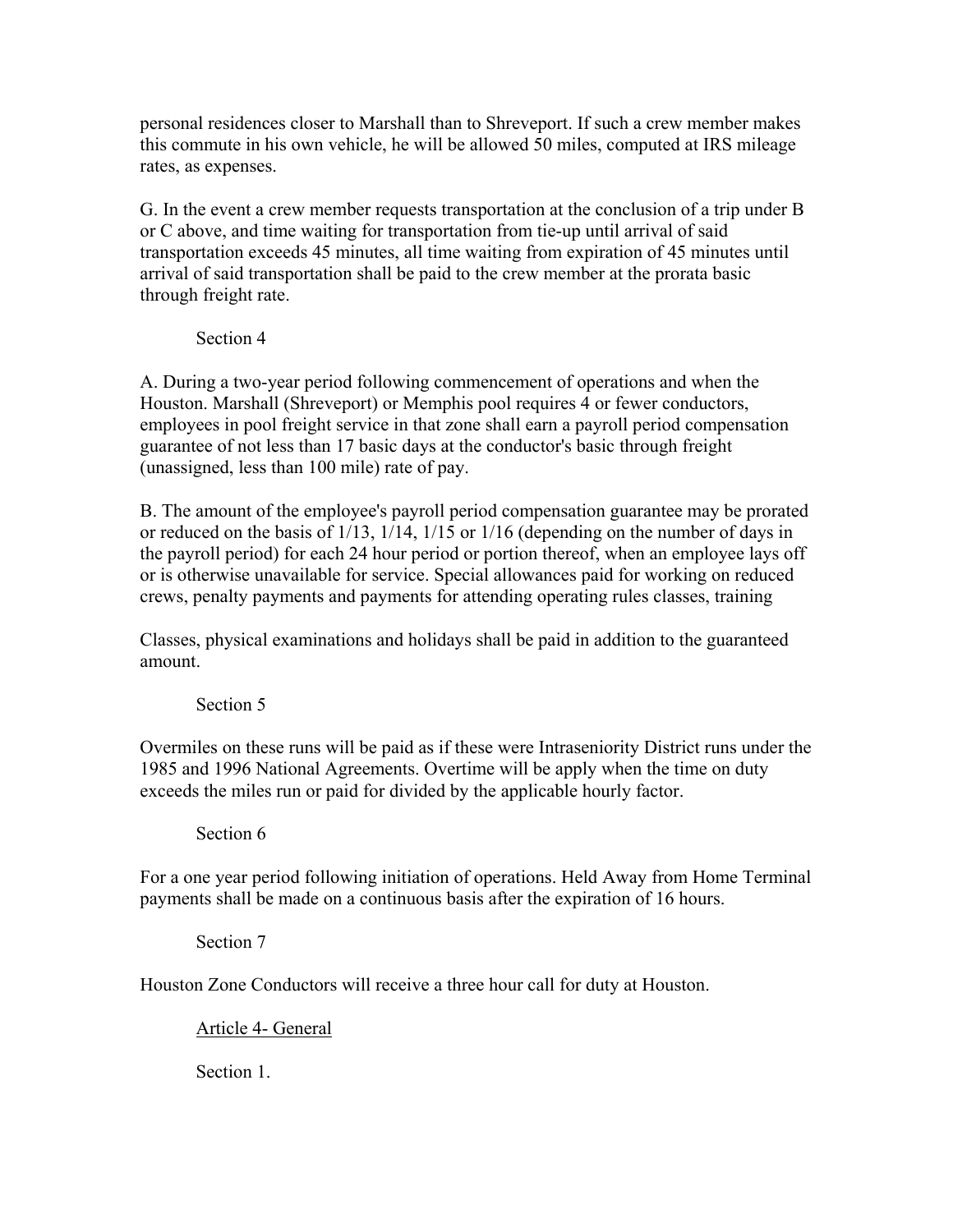personal residences closer to Marshall than to Shreveport. If such a crew member makes this commute in his own vehicle, he will be allowed 50 miles, computed at IRS mileage rates, as expenses.

G. In the event a crew member requests transportation at the conclusion of a trip under B or C above, and time waiting for transportation from tie-up until arrival of said transportation exceeds 45 minutes, all time waiting from expiration of 45 minutes until arrival of said transportation shall be paid to the crew member at the prorata basic through freight rate.

Section 4

A. During a two-year period following commencement of operations and when the Houston. Marshall (Shreveport) or Memphis pool requires 4 or fewer conductors, employees in pool freight service in that zone shall earn a payroll period compensation guarantee of not less than 17 basic days at the conductor's basic through freight (unassigned, less than 100 mile) rate of pay.

B. The amount of the employee's payroll period compensation guarantee may be prorated or reduced on the basis of 1/13, 1/14, 1/15 or 1/16 (depending on the number of days in the payroll period) for each 24 hour period or portion thereof, when an employee lays off or is otherwise unavailable for service. Special allowances paid for working on reduced crews, penalty payments and payments for attending operating rules classes, training

Classes, physical examinations and holidays shall be paid in addition to the guaranteed amount.

Section 5

Overmiles on these runs will be paid as if these were Intraseniority District runs under the 1985 and 1996 National Agreements. Overtime will be apply when the time on duty exceeds the miles run or paid for divided by the applicable hourly factor.

Section 6

For a one year period following initiation of operations. Held Away from Home Terminal payments shall be made on a continuous basis after the expiration of 16 hours.

Section 7

Houston Zone Conductors will receive a three hour call for duty at Houston.

Article 4- General

Section 1.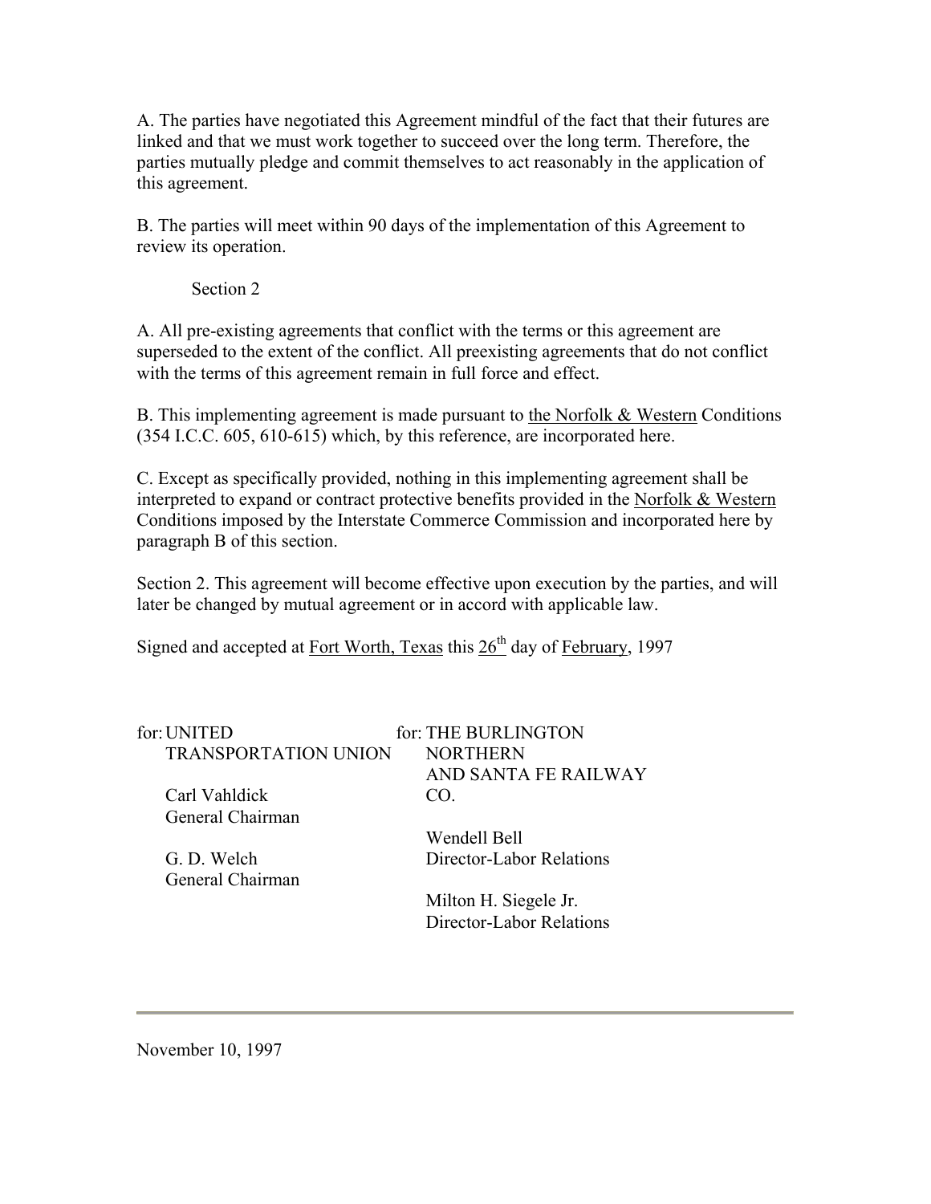A. The parties have negotiated this Agreement mindful of the fact that their futures are linked and that we must work together to succeed over the long term. Therefore, the parties mutually pledge and commit themselves to act reasonably in the application of this agreement.

B. The parties will meet within 90 days of the implementation of this Agreement to review its operation.

Section 2

A. All pre-existing agreements that conflict with the terms or this agreement are superseded to the extent of the conflict. All preexisting agreements that do not conflict with the terms of this agreement remain in full force and effect.

B. This implementing agreement is made pursuant to the Norfolk & Western Conditions (354 I.C.C. 605, 610-615) which, by this reference, are incorporated here.

C. Except as specifically provided, nothing in this implementing agreement shall be interpreted to expand or contract protective benefits provided in the Norfolk & Western Conditions imposed by the Interstate Commerce Commission and incorporated here by paragraph B of this section.

Section 2. This agreement will become effective upon execution by the parties, and will later be changed by mutual agreement or in accord with applicable law.

Signed and accepted at Fort Worth, Texas this 26th day of February, 1997

for: UNITED TRANSPORTATION UNION

Carl Vahldick
General Chairman

G. D. Welch
General Chairman

for: THE BURLINGTON NORTHERN AND SANTA FE RAILWAY CO.

Wendell Bell
Director-Labor Relations

Milton H. Siegele Jr.
Director-Labor Relations

---

November 10, 1997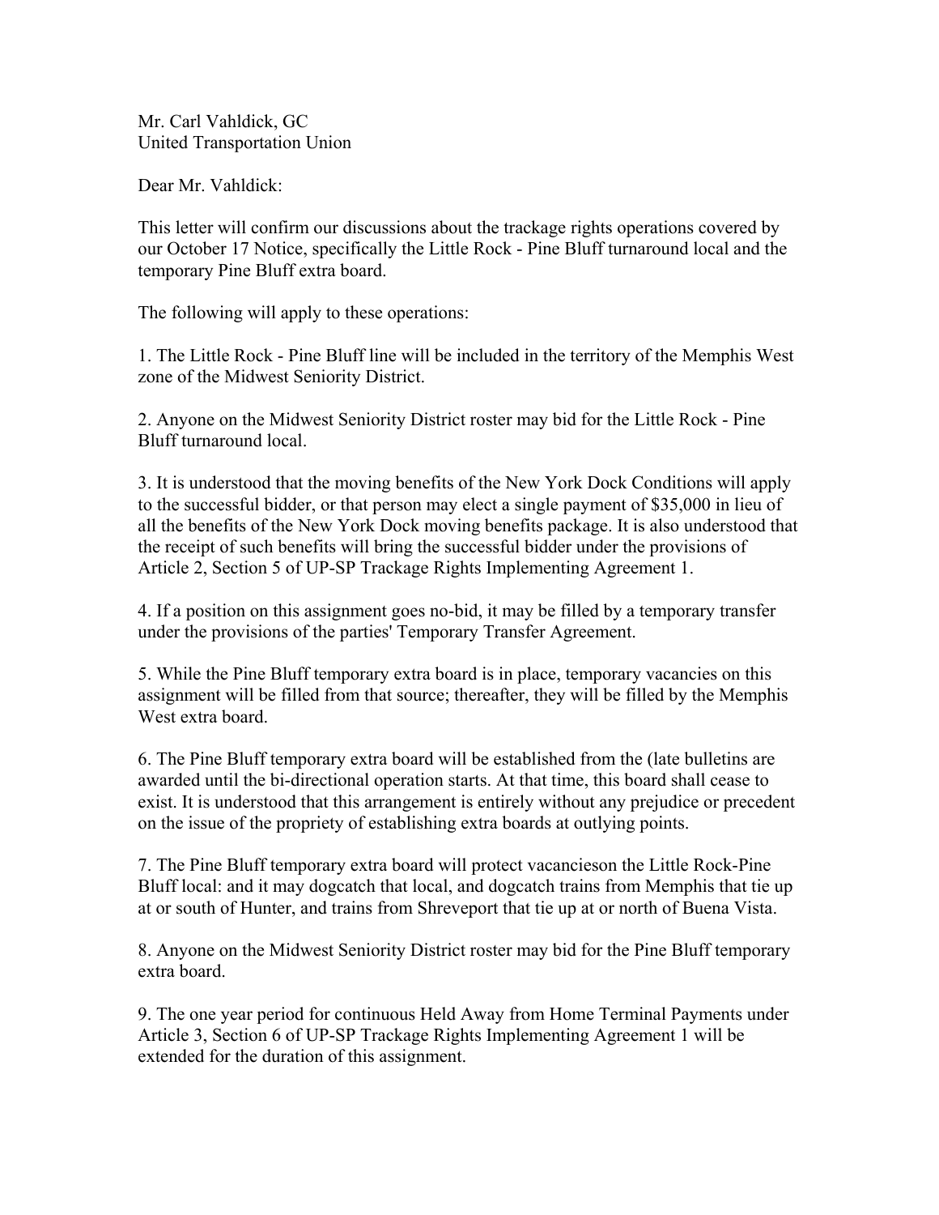Mr. Carl Vahldick, GC
United Transportation Union

Dear Mr. Vahldick:

This letter will confirm our discussions about the trackage rights operations covered by our October 17 Notice, specifically the Little Rock - Pine Bluff turnaround local and the temporary Pine Bluff extra board.

The following will apply to these operations:

1. The Little Rock - Pine Bluff line will be included in the territory of the Memphis West zone of the Midwest Seniority District.

2. Anyone on the Midwest Seniority District roster may bid for the Little Rock - Pine Bluff turnaround local.

3. It is understood that the moving benefits of the New York Dock Conditions will apply to the successful bidder, or that person may elect a single payment of $35,000 in lieu of all the benefits of the New York Dock moving benefits package. It is also understood that the receipt of such benefits will bring the successful bidder under the provisions of Article 2, Section 5 of UP-SP Trackage Rights Implementing Agreement 1.

4. If a position on this assignment goes no-bid, it may be filled by a temporary transfer under the provisions of the parties' Temporary Transfer Agreement.

5. While the Pine Bluff temporary extra board is in place, temporary vacancies on this assignment will be filled from that source; thereafter, they will be filled by the Memphis West extra board.

6. The Pine Bluff temporary extra board will be established from the (late bulletins are awarded until the bi-directional operation starts. At that time, this board shall cease to exist. It is understood that this arrangement is entirely without any prejudice or precedent on the issue of the propriety of establishing extra boards at outlying points.

7. The Pine Bluff temporary extra board will protect vacancieson the Little Rock-Pine Bluff local: and it may dogcatch that local, and dogcatch trains from Memphis that tie up at or south of Hunter, and trains from Shreveport that tie up at or north of Buena Vista.

8. Anyone on the Midwest Seniority District roster may bid for the Pine Bluff temporary extra board.

9. The one year period for continuous Held Away from Home Terminal Payments under Article 3, Section 6 of UP-SP Trackage Rights Implementing Agreement 1 will be extended for the duration of this assignment.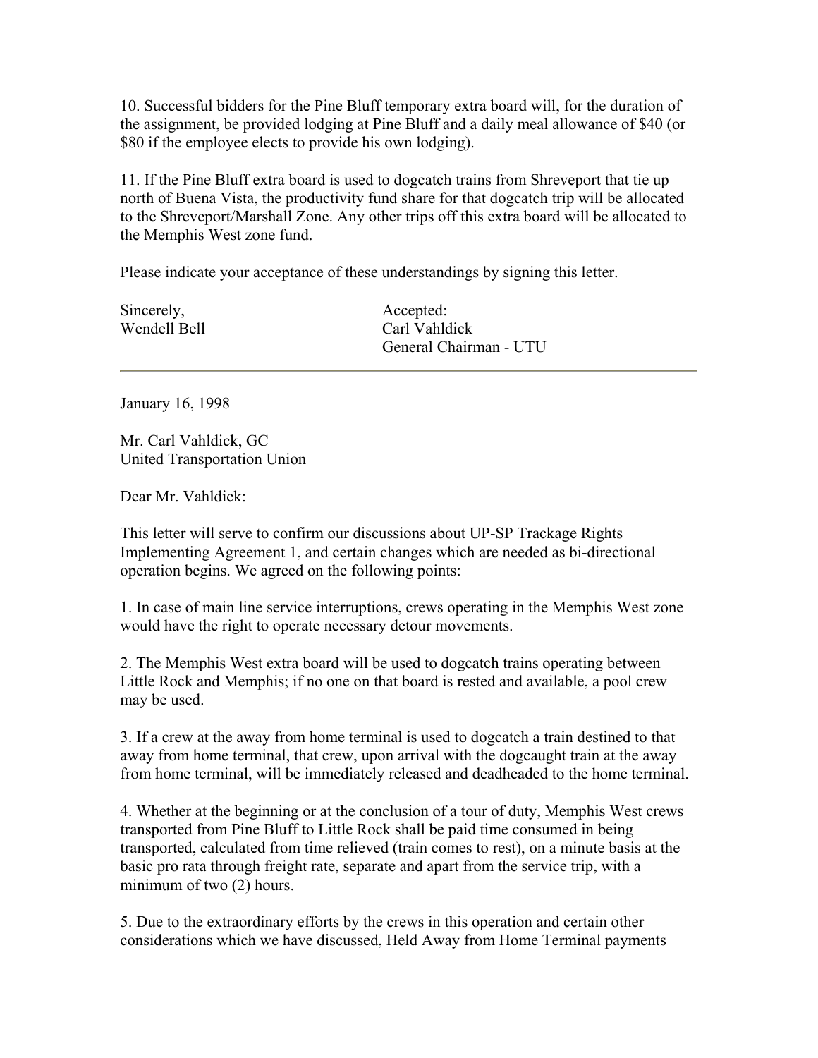10. Successful bidders for the Pine Bluff temporary extra board will, for the duration of the assignment, be provided lodging at Pine Bluff and a daily meal allowance of $40 (or $80 if the employee elects to provide his own lodging).

11. If the Pine Bluff extra board is used to dogcatch trains from Shreveport that tie up north of Buena Vista, the productivity fund share for that dogcatch trip will be allocated to the Shreveport/Marshall Zone. Any other trips off this extra board will be allocated to the Memphis West zone fund.

Please indicate your acceptance of these understandings by signing this letter.

| Sincerely, | Accepted: |
|---|---|
| Wendell Bell | Carl Vahldick |
| | General Chairman - UTU |

---

January 16, 1998

Mr. Carl Vahldick, GC
United Transportation Union

Dear Mr. Vahldick:

This letter will serve to confirm our discussions about UP-SP Trackage Rights Implementing Agreement 1, and certain changes which are needed as bi-directional operation begins. We agreed on the following points:

1. In case of main line service interruptions, crews operating in the Memphis West zone would have the right to operate necessary detour movements.

2. The Memphis West extra board will be used to dogcatch trains operating between Little Rock and Memphis; if no one on that board is rested and available, a pool crew may be used.

3. If a crew at the away from home terminal is used to dogcatch a train destined to that away from home terminal, that crew, upon arrival with the dogcaught train at the away from home terminal, will be immediately released and deadheaded to the home terminal.

4. Whether at the beginning or at the conclusion of a tour of duty, Memphis West crews transported from Pine Bluff to Little Rock shall be paid time consumed in being transported, calculated from time relieved (train comes to rest), on a minute basis at the basic pro rata through freight rate, separate and apart from the service trip, with a minimum of two (2) hours.

5. Due to the extraordinary efforts by the crews in this operation and certain other considerations which we have discussed, Held Away from Home Terminal payments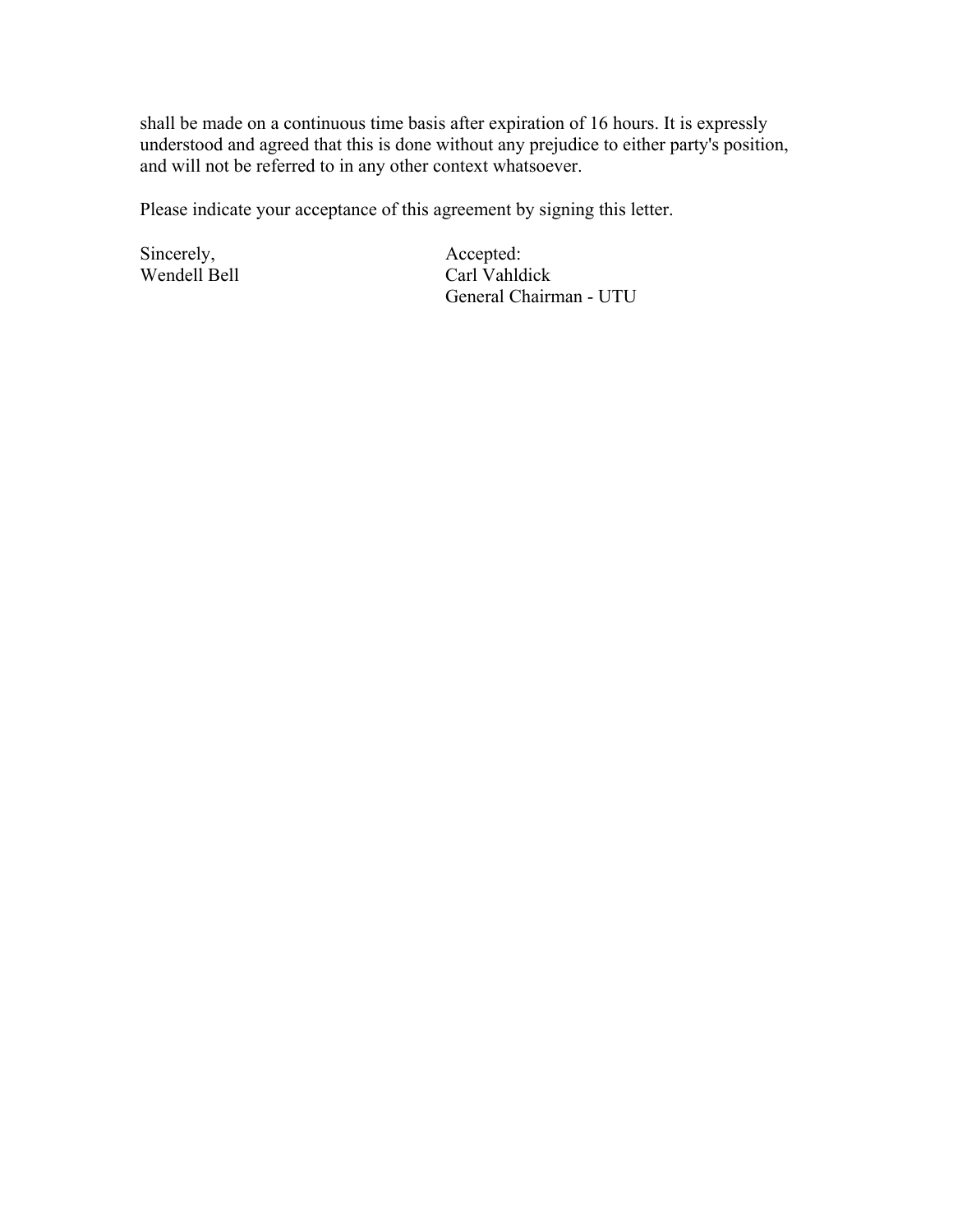shall be made on a continuous time basis after expiration of 16 hours. It is expressly understood and agreed that this is done without any prejudice to either party's position, and will not be referred to in any other context whatsoever.

Please indicate your acceptance of this agreement by signing this letter.

| | |
|---|---|
| Sincerely, | Accepted: |
| Wendell Bell | Carl Vahldick |
| | General Chairman - UTU |